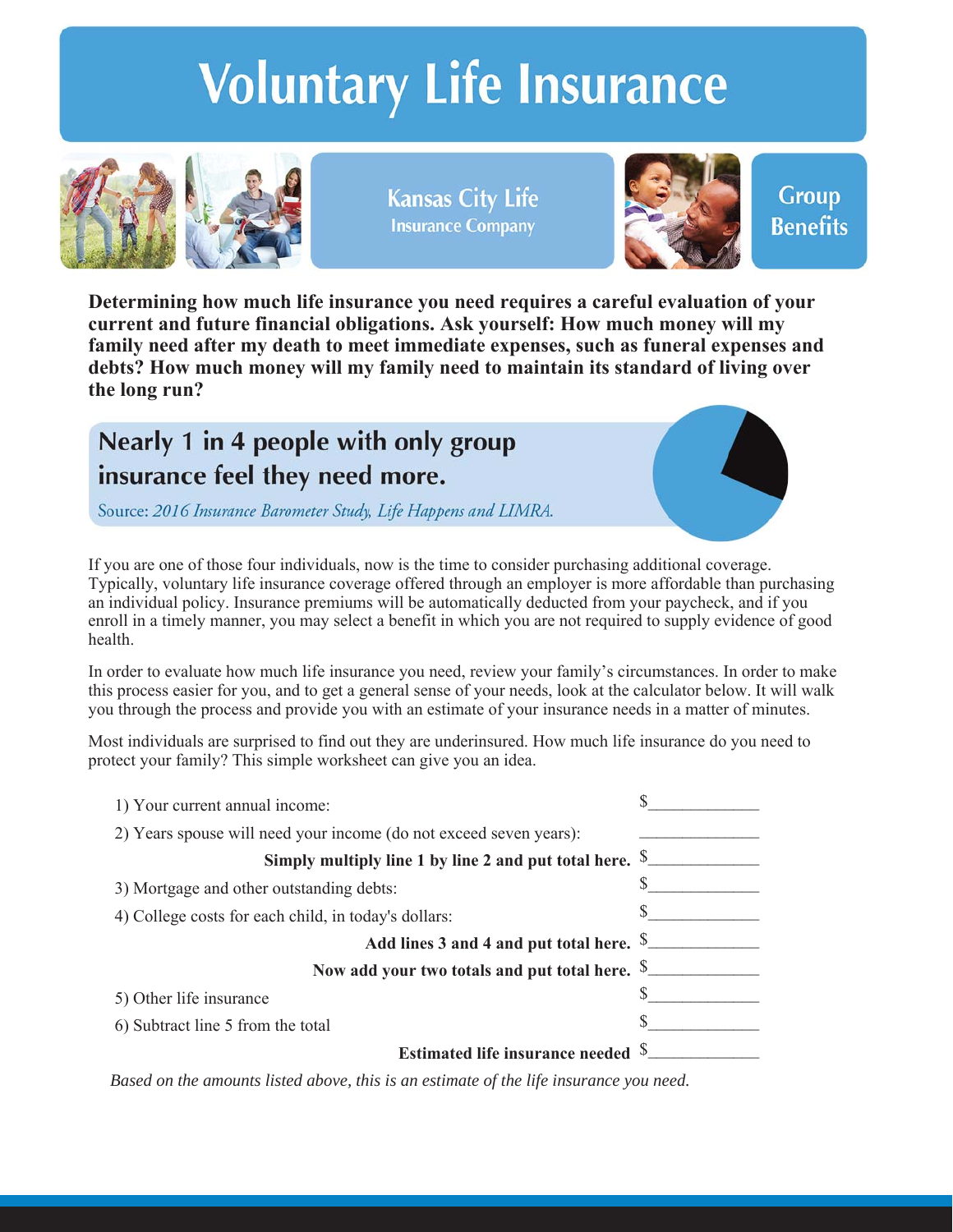# Voluntary Life Insurance

Kansas City Life
Insurance Company

Group Benefits

**Determining how much life insurance you need requires a careful evaluation of your current and future financial obligations. Ask yourself: How much money will my family need after my death to meet immediate expenses, such as funeral expenses and debts? How much money will my family need to maintain its standard of living over the long run?**

## Nearly 1 in 4 people with only group insurance feel they need more.

Source: *2016 Insurance Barometer Study, Life Happens and LIMRA.*

If you are one of those four individuals, now is the time to consider purchasing additional coverage. Typically, voluntary life insurance coverage offered through an employer is more affordable than purchasing an individual policy. Insurance premiums will be automatically deducted from your paycheck, and if you enroll in a timely manner, you may select a benefit in which you are not required to supply evidence of good health.

In order to evaluate how much life insurance you need, review your family's circumstances. In order to make this process easier for you, and to get a general sense of your needs, look at the calculator below. It will walk you through the process and provide you with an estimate of your insurance needs in a matter of minutes.

Most individuals are surprised to find out they are underinsured. How much life insurance do you need to protect your family? This simple worksheet can give you an idea.

1) Your current annual income: $_____________

2) Years spouse will need your income (do not exceed seven years): _____________

**Simply multiply line 1 by line 2 and put total here.** $_____________

3) Mortgage and other outstanding debts: $_____________

4) College costs for each child, in today's dollars: $_____________

**Add lines 3 and 4 and put total here.** $_____________

**Now add your two totals and put total here.** $_____________

5) Other life insurance $_____________

6) Subtract line 5 from the total $_____________

**Estimated life insurance needed** $_____________

*Based on the amounts listed above, this is an estimate of the life insurance you need.*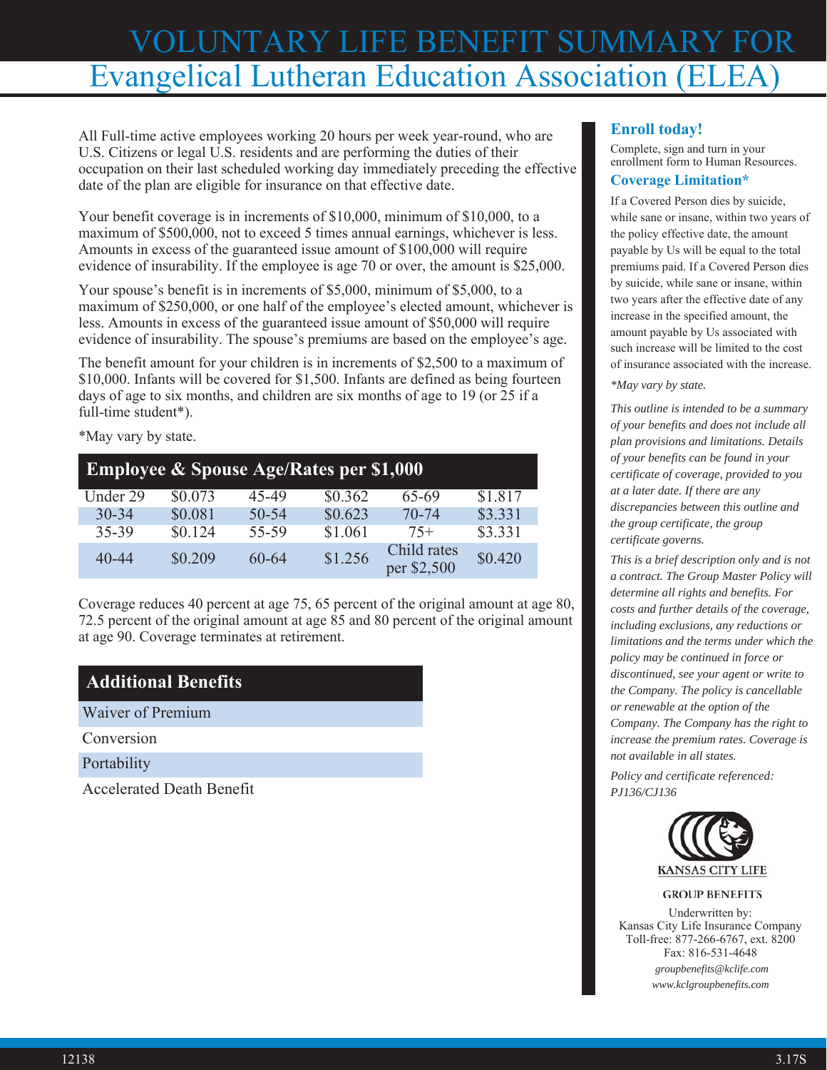# VOLUNTARY LIFE BENEFIT SUMMARY FOR
# Evangelical Lutheran Education Association (ELEA)

All Full-time active employees working 20 hours per week year-round, who are U.S. Citizens or legal U.S. residents and are performing the duties of their occupation on their last scheduled working day immediately preceding the effective date of the plan are eligible for insurance on that effective date.

Your benefit coverage is in increments of $10,000, minimum of $10,000, to a maximum of $500,000, not to exceed 5 times annual earnings, whichever is less. Amounts in excess of the guaranteed issue amount of $100,000 will require evidence of insurability. If the employee is age 70 or over, the amount is $25,000.

Your spouse's benefit is in increments of $5,000, minimum of $5,000, to a maximum of $250,000, or one half of the employee's elected amount, whichever is less. Amounts in excess of the guaranteed issue amount of $50,000 will require evidence of insurability. The spouse's premiums are based on the employee's age.

The benefit amount for your children is in increments of $2,500 to a maximum of $10,000. Infants will be covered for $1,500. Infants are defined as being fourteen days of age to six months, and children are six months of age to 19 (or 25 if a full-time student*).

*May vary by state.

| Employee & Spouse Age/Rates per $1,000 | | | | | |
|---|---|---|---|---|---|
| Under 29 | $0.073 | 45-49 | $0.362 | 65-69 | $1.817 |
| 30-34 | $0.081 | 50-54 | $0.623 | 70-74 | $3.331 |
| 35-39 | $0.124 | 55-59 | $1.061 | 75+ | $3.331 |
| 40-44 | $0.209 | 60-64 | $1.256 | Child rates per $2,500 | $0.420 |

Coverage reduces 40 percent at age 75, 65 percent of the original amount at age 80, 72.5 percent of the original amount at age 85 and 80 percent of the original amount at age 90. Coverage terminates at retirement.

| Additional Benefits |
|---|
| Waiver of Premium |
| Conversion |
| Portability |
| Accelerated Death Benefit |

### Enroll today!

Complete, sign and turn in your enrollment form to Human Resources.

### Coverage Limitation*

If a Covered Person dies by suicide, while sane or insane, within two years of the policy effective date, the amount payable by Us will be equal to the total premiums paid. If a Covered Person dies by suicide, while sane or insane, within two years after the effective date of any increase in the specified amount, the amount payable by Us associated with such increase will be limited to the cost of insurance associated with the increase.

*\*May vary by state.*

*This outline is intended to be a summary of your benefits and does not include all plan provisions and limitations. Details of your benefits can be found in your certificate of coverage, provided to you at a later date. If there are any discrepancies between this outline and the group certificate, the group certificate governs.*

*This is a brief description only and is not a contract. The Group Master Policy will determine all rights and benefits. For costs and further details of the coverage, including exclusions, any reductions or limitations and the terms under which the policy may be continued in force or discontinued, see your agent or write to the Company. The policy is cancellable or renewable at the option of the Company. The Company has the right to increase the premium rates. Coverage is not available in all states.*

*Policy and certificate referenced: PJ136/CJ136*

KANSAS CITY LIFE

GROUP BENEFITS

Underwritten by:
Kansas City Life Insurance Company
Toll-free: 877-266-6767, ext. 8200
Fax: 816-531-4648
*groupbenefits@kclife.com*
*www.kclgroupbenefits.com*

12138 3.17S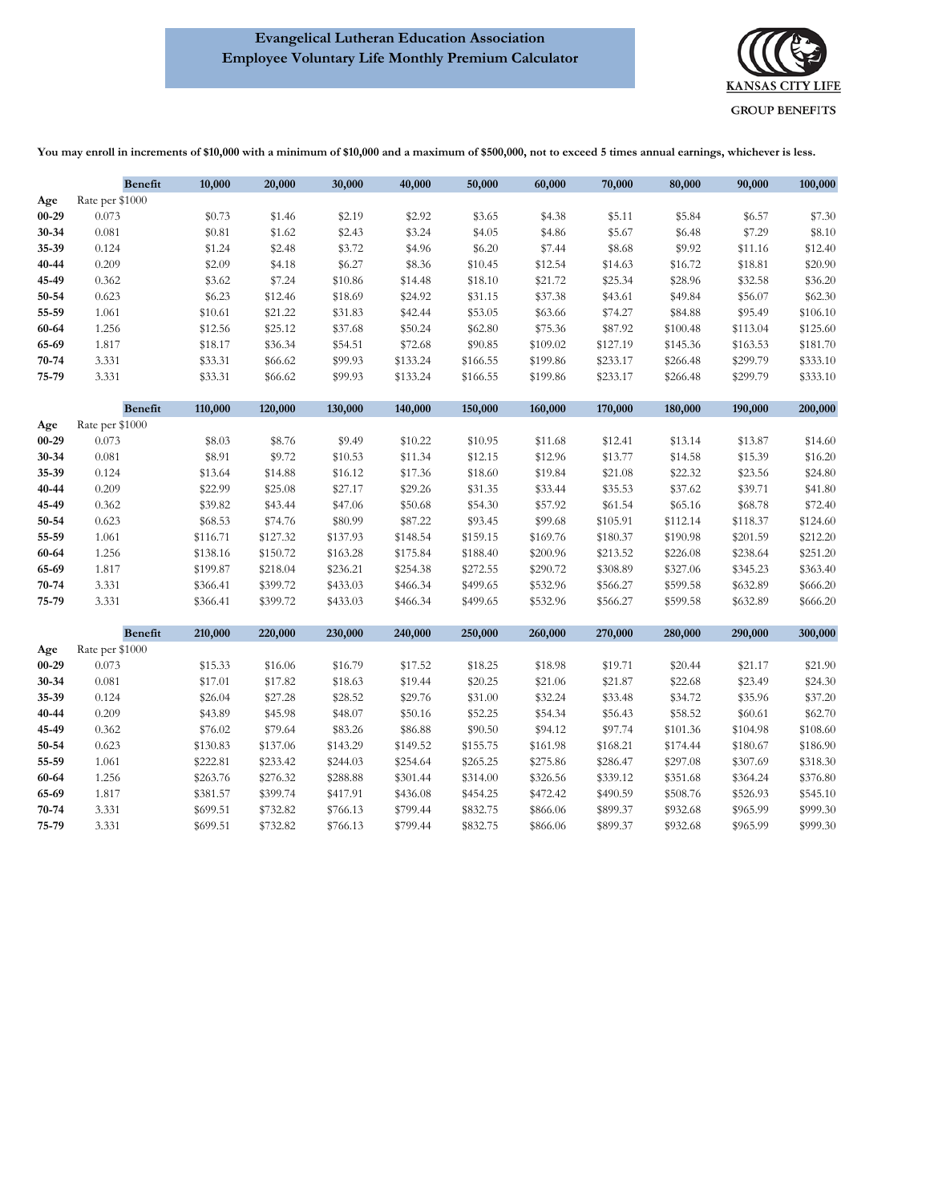**Evangelical Lutheran Education Association**
**Employee Voluntary Life Monthly Premium Calculator**

KANSAS CITY LIFE
GROUP BENEFITS

**You may enroll in increments of $10,000 with a minimum of $10,000 and a maximum of $500,000, not to exceed 5 times annual earnings, whichever is less.**

| Age | Rate per $1000 | 10,000 | 20,000 | 30,000 | 40,000 | 50,000 | 60,000 | 70,000 | 80,000 | 90,000 | 100,000 |
|---|---|---|---|---|---|---|---|---|---|---|---|
| 00-29 | 0.073 | $0.73 | $1.46 | $2.19 | $2.92 | $3.65 | $4.38 | $5.11 | $5.84 | $6.57 | $7.30 |
| 30-34 | 0.081 | $0.81 | $1.62 | $2.43 | $3.24 | $4.05 | $4.86 | $5.67 | $6.48 | $7.29 | $8.10 |
| 35-39 | 0.124 | $1.24 | $2.48 | $3.72 | $4.96 | $6.20 | $7.44 | $8.68 | $9.92 | $11.16 | $12.40 |
| 40-44 | 0.209 | $2.09 | $4.18 | $6.27 | $8.36 | $10.45 | $12.54 | $14.63 | $16.72 | $18.81 | $20.90 |
| 45-49 | 0.362 | $3.62 | $7.24 | $10.86 | $14.48 | $18.10 | $21.72 | $25.34 | $28.96 | $32.58 | $36.20 |
| 50-54 | 0.623 | $6.23 | $12.46 | $18.69 | $24.92 | $31.15 | $37.38 | $43.61 | $49.84 | $56.07 | $62.30 |
| 55-59 | 1.061 | $10.61 | $21.22 | $31.83 | $42.44 | $53.05 | $63.66 | $74.27 | $84.88 | $95.49 | $106.10 |
| 60-64 | 1.256 | $12.56 | $25.12 | $37.68 | $50.24 | $62.80 | $75.36 | $87.92 | $100.48 | $113.04 | $125.60 |
| 65-69 | 1.817 | $18.17 | $36.34 | $54.51 | $72.68 | $90.85 | $109.02 | $127.19 | $145.36 | $163.53 | $181.70 |
| 70-74 | 3.331 | $33.31 | $66.62 | $99.93 | $133.24 | $166.55 | $199.86 | $233.17 | $266.48 | $299.79 | $333.10 |
| 75-79 | 3.331 | $33.31 | $66.62 | $99.93 | $133.24 | $166.55 | $199.86 | $233.17 | $266.48 | $299.79 | $333.10 |

| Age | Rate per $1000 | 110,000 | 120,000 | 130,000 | 140,000 | 150,000 | 160,000 | 170,000 | 180,000 | 190,000 | 200,000 |
|---|---|---|---|---|---|---|---|---|---|---|---|
| 00-29 | 0.073 | $8.03 | $8.76 | $9.49 | $10.22 | $10.95 | $11.68 | $12.41 | $13.14 | $13.87 | $14.60 |
| 30-34 | 0.081 | $8.91 | $9.72 | $10.53 | $11.34 | $12.15 | $12.96 | $13.77 | $14.58 | $15.39 | $16.20 |
| 35-39 | 0.124 | $13.64 | $14.88 | $16.12 | $17.36 | $18.60 | $19.84 | $21.08 | $22.32 | $23.56 | $24.80 |
| 40-44 | 0.209 | $22.99 | $25.08 | $27.17 | $29.26 | $31.35 | $33.44 | $35.53 | $37.62 | $39.71 | $41.80 |
| 45-49 | 0.362 | $39.82 | $43.44 | $47.06 | $50.68 | $54.30 | $57.92 | $61.54 | $65.16 | $68.78 | $72.40 |
| 50-54 | 0.623 | $68.53 | $74.76 | $80.99 | $87.22 | $93.45 | $99.68 | $105.91 | $112.14 | $118.37 | $124.60 |
| 55-59 | 1.061 | $116.71 | $127.32 | $137.93 | $148.54 | $159.15 | $169.76 | $180.37 | $190.98 | $201.59 | $212.20 |
| 60-64 | 1.256 | $138.16 | $150.72 | $163.28 | $175.84 | $188.40 | $200.96 | $213.52 | $226.08 | $238.64 | $251.20 |
| 65-69 | 1.817 | $199.87 | $218.04 | $236.21 | $254.38 | $272.55 | $290.72 | $308.89 | $327.06 | $345.23 | $363.40 |
| 70-74 | 3.331 | $366.41 | $399.72 | $433.03 | $466.34 | $499.65 | $532.96 | $566.27 | $599.58 | $632.89 | $666.20 |
| 75-79 | 3.331 | $366.41 | $399.72 | $433.03 | $466.34 | $499.65 | $532.96 | $566.27 | $599.58 | $632.89 | $666.20 |

| Age | Rate per $1000 | 210,000 | 220,000 | 230,000 | 240,000 | 250,000 | 260,000 | 270,000 | 280,000 | 290,000 | 300,000 |
|---|---|---|---|---|---|---|---|---|---|---|---|
| 00-29 | 0.073 | $15.33 | $16.06 | $16.79 | $17.52 | $18.25 | $18.98 | $19.71 | $20.44 | $21.17 | $21.90 |
| 30-34 | 0.081 | $17.01 | $17.82 | $18.63 | $19.44 | $20.25 | $21.06 | $21.87 | $22.68 | $23.49 | $24.30 |
| 35-39 | 0.124 | $26.04 | $27.28 | $28.52 | $29.76 | $31.00 | $32.24 | $33.48 | $34.72 | $35.96 | $37.20 |
| 40-44 | 0.209 | $43.89 | $45.98 | $48.07 | $50.16 | $52.25 | $54.34 | $56.43 | $58.52 | $60.61 | $62.70 |
| 45-49 | 0.362 | $76.02 | $79.64 | $83.26 | $86.88 | $90.50 | $94.12 | $97.74 | $101.36 | $104.98 | $108.60 |
| 50-54 | 0.623 | $130.83 | $137.06 | $143.29 | $149.52 | $155.75 | $161.98 | $168.21 | $174.44 | $180.67 | $186.90 |
| 55-59 | 1.061 | $222.81 | $233.42 | $244.03 | $254.64 | $265.25 | $275.86 | $286.47 | $297.08 | $307.69 | $318.30 |
| 60-64 | 1.256 | $263.76 | $276.32 | $288.88 | $301.44 | $314.00 | $326.56 | $339.12 | $351.68 | $364.24 | $376.80 |
| 65-69 | 1.817 | $381.57 | $399.74 | $417.91 | $436.08 | $454.25 | $472.42 | $490.59 | $508.76 | $526.93 | $545.10 |
| 70-74 | 3.331 | $699.51 | $732.82 | $766.13 | $799.44 | $832.75 | $866.06 | $899.37 | $932.68 | $965.99 | $999.30 |
| 75-79 | 3.331 | $699.51 | $732.82 | $766.13 | $799.44 | $832.75 | $866.06 | $899.37 | $932.68 | $965.99 | $999.30 |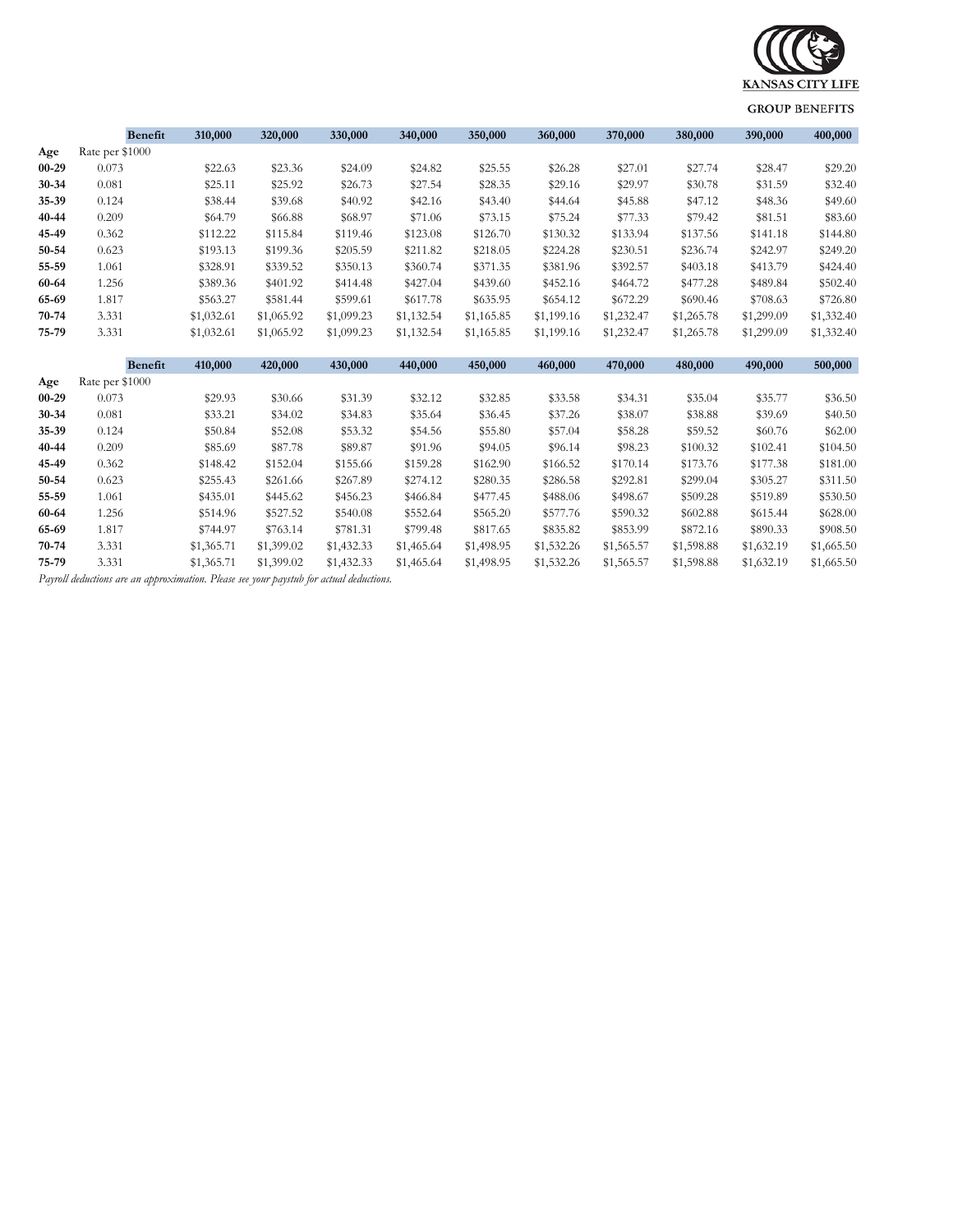KANSAS CITY LIFE

GROUP BENEFITS

| Age | Rate per $1000 | Benefit | 310,000 | 320,000 | 330,000 | 340,000 | 350,000 | 360,000 | 370,000 | 380,000 | 390,000 | 400,000 |
|---|---|---|---|---|---|---|---|---|---|---|---|---|
| 00-29 | 0.073 | | $22.63 | $23.36 | $24.09 | $24.82 | $25.55 | $26.28 | $27.01 | $27.74 | $28.47 | $29.20 |
| 30-34 | 0.081 | | $25.11 | $25.92 | $26.73 | $27.54 | $28.35 | $29.16 | $29.97 | $30.78 | $31.59 | $32.40 |
| 35-39 | 0.124 | | $38.44 | $39.68 | $40.92 | $42.16 | $43.40 | $44.64 | $45.88 | $47.12 | $48.36 | $49.60 |
| 40-44 | 0.209 | | $64.79 | $66.88 | $68.97 | $71.06 | $73.15 | $75.24 | $77.33 | $79.42 | $81.51 | $83.60 |
| 45-49 | 0.362 | | $112.22 | $115.84 | $119.46 | $123.08 | $126.70 | $130.32 | $133.94 | $137.56 | $141.18 | $144.80 |
| 50-54 | 0.623 | | $193.13 | $199.36 | $205.59 | $211.82 | $218.05 | $224.28 | $230.51 | $236.74 | $242.97 | $249.20 |
| 55-59 | 1.061 | | $328.91 | $339.52 | $350.13 | $360.74 | $371.35 | $381.96 | $392.57 | $403.18 | $413.79 | $424.40 |
| 60-64 | 1.256 | | $389.36 | $401.92 | $414.48 | $427.04 | $439.60 | $452.16 | $464.72 | $477.28 | $489.84 | $502.40 |
| 65-69 | 1.817 | | $563.27 | $581.44 | $599.61 | $617.78 | $635.95 | $654.12 | $672.29 | $690.46 | $708.63 | $726.80 |
| 70-74 | 3.331 | | $1,032.61 | $1,065.92 | $1,099.23 | $1,132.54 | $1,165.85 | $1,199.16 | $1,232.47 | $1,265.78 | $1,299.09 | $1,332.40 |
| 75-79 | 3.331 | | $1,032.61 | $1,065.92 | $1,099.23 | $1,132.54 | $1,165.85 | $1,199.16 | $1,232.47 | $1,265.78 | $1,299.09 | $1,332.40 |

| Age | Rate per $1000 | Benefit | 410,000 | 420,000 | 430,000 | 440,000 | 450,000 | 460,000 | 470,000 | 480,000 | 490,000 | 500,000 |
|---|---|---|---|---|---|---|---|---|---|---|---|---|
| 00-29 | 0.073 | | $29.93 | $30.66 | $31.39 | $32.12 | $32.85 | $33.58 | $34.31 | $35.04 | $35.77 | $36.50 |
| 30-34 | 0.081 | | $33.21 | $34.02 | $34.83 | $35.64 | $36.45 | $37.26 | $38.07 | $38.88 | $39.69 | $40.50 |
| 35-39 | 0.124 | | $50.84 | $52.08 | $53.32 | $54.56 | $55.80 | $57.04 | $58.28 | $59.52 | $60.76 | $62.00 |
| 40-44 | 0.209 | | $85.69 | $87.78 | $89.87 | $91.96 | $94.05 | $96.14 | $98.23 | $100.32 | $102.41 | $104.50 |
| 45-49 | 0.362 | | $148.42 | $152.04 | $155.66 | $159.28 | $162.90 | $166.52 | $170.14 | $173.76 | $177.38 | $181.00 |
| 50-54 | 0.623 | | $255.43 | $261.66 | $267.89 | $274.12 | $280.35 | $286.58 | $292.81 | $299.04 | $305.27 | $311.50 |
| 55-59 | 1.061 | | $435.01 | $445.62 | $456.23 | $466.84 | $477.45 | $488.06 | $498.67 | $509.28 | $519.89 | $530.50 |
| 60-64 | 1.256 | | $514.96 | $527.52 | $540.08 | $552.64 | $565.20 | $577.76 | $590.32 | $602.88 | $615.44 | $628.00 |
| 65-69 | 1.817 | | $744.97 | $763.14 | $781.31 | $799.48 | $817.65 | $835.82 | $853.99 | $872.16 | $890.33 | $908.50 |
| 70-74 | 3.331 | | $1,365.71 | $1,399.02 | $1,432.33 | $1,465.64 | $1,498.95 | $1,532.26 | $1,565.57 | $1,598.88 | $1,632.19 | $1,665.50 |
| 75-79 | 3.331 | | $1,365.71 | $1,399.02 | $1,432.33 | $1,465.64 | $1,498.95 | $1,532.26 | $1,565.57 | $1,598.88 | $1,632.19 | $1,665.50 |

*Payroll deductions are an approximation. Please see your paystub for actual deductions.*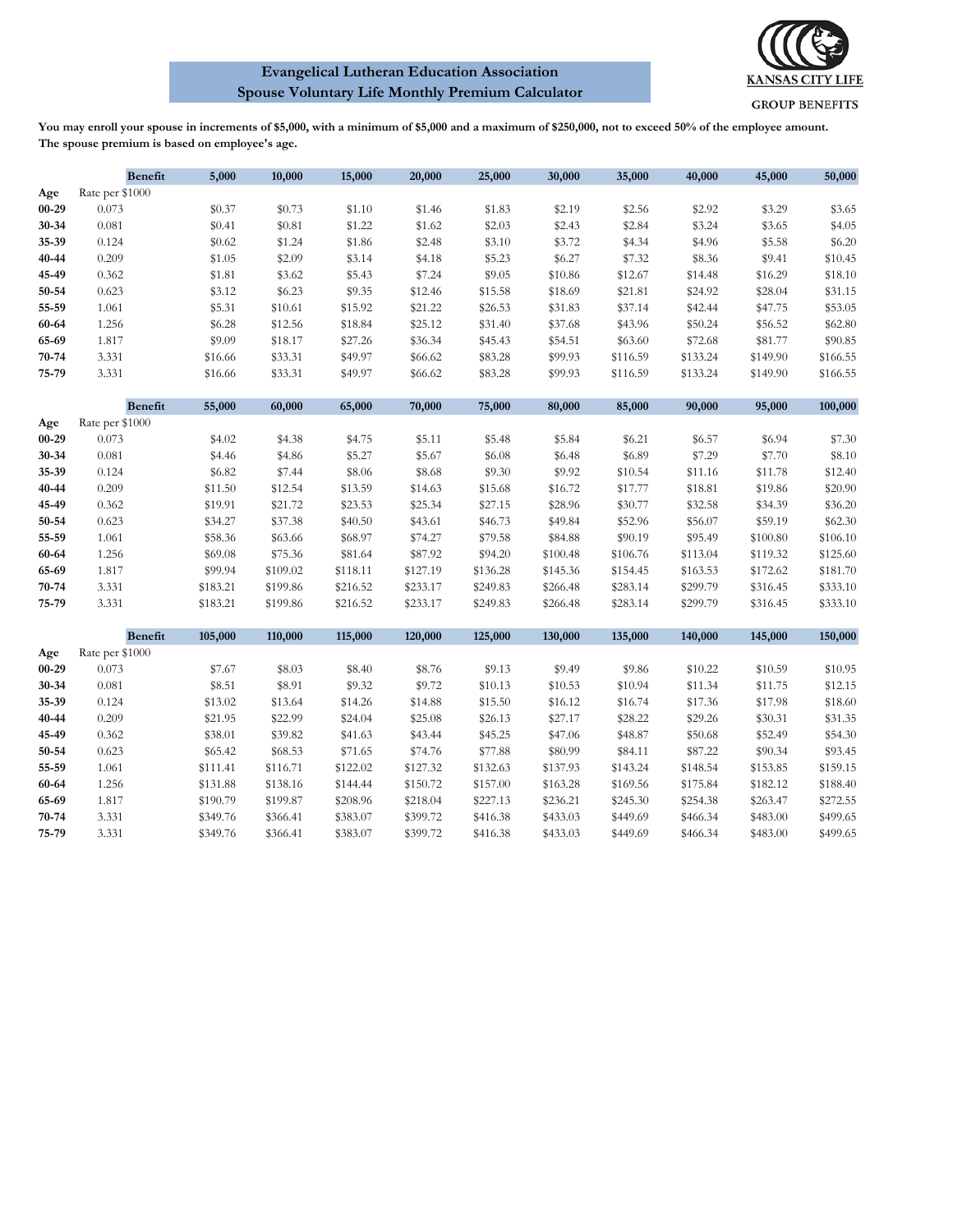**Evangelical Lutheran Education Association**
**Spouse Voluntary Life Monthly Premium Calculator**

KANSAS CITY LIFE
GROUP BENEFITS

**You may enroll your spouse in increments of $5,000, with a minimum of $5,000 and a maximum of $250,000, not to exceed 50% of the employee amount. The spouse premium is based on employee's age.**

| | **Benefit** | **5,000** | **10,000** | **15,000** | **20,000** | **25,000** | **30,000** | **35,000** | **40,000** | **45,000** | **50,000** |
|---|---|---|---|---|---|---|---|---|---|---|---|
| **Age** | Rate per $1000 | | | | | | | | | | |
| **00-29** | 0.073 | $0.37 | $0.73 | $1.10 | $1.46 | $1.83 | $2.19 | $2.56 | $2.92 | $3.29 | $3.65 |
| **30-34** | 0.081 | $0.41 | $0.81 | $1.22 | $1.62 | $2.03 | $2.43 | $2.84 | $3.24 | $3.65 | $4.05 |
| **35-39** | 0.124 | $0.62 | $1.24 | $1.86 | $2.48 | $3.10 | $3.72 | $4.34 | $4.96 | $5.58 | $6.20 |
| **40-44** | 0.209 | $1.05 | $2.09 | $3.14 | $4.18 | $5.23 | $6.27 | $7.32 | $8.36 | $9.41 | $10.45 |
| **45-49** | 0.362 | $1.81 | $3.62 | $5.43 | $7.24 | $9.05 | $10.86 | $12.67 | $14.48 | $16.29 | $18.10 |
| **50-54** | 0.623 | $3.12 | $6.23 | $9.35 | $12.46 | $15.58 | $18.69 | $21.81 | $24.92 | $28.04 | $31.15 |
| **55-59** | 1.061 | $5.31 | $10.61 | $15.92 | $21.22 | $26.53 | $31.83 | $37.14 | $42.44 | $47.75 | $53.05 |
| **60-64** | 1.256 | $6.28 | $12.56 | $18.84 | $25.12 | $31.40 | $37.68 | $43.96 | $50.24 | $56.52 | $62.80 |
| **65-69** | 1.817 | $9.09 | $18.17 | $27.26 | $36.34 | $45.43 | $54.51 | $63.60 | $72.68 | $81.77 | $90.85 |
| **70-74** | 3.331 | $16.66 | $33.31 | $49.97 | $66.62 | $83.28 | $99.93 | $116.59 | $133.24 | $149.90 | $166.55 |
| **75-79** | 3.331 | $16.66 | $33.31 | $49.97 | $66.62 | $83.28 | $99.93 | $116.59 | $133.24 | $149.90 | $166.55 |

| | **Benefit** | **55,000** | **60,000** | **65,000** | **70,000** | **75,000** | **80,000** | **85,000** | **90,000** | **95,000** | **100,000** |
|---|---|---|---|---|---|---|---|---|---|---|---|
| **Age** | Rate per $1000 | | | | | | | | | | |
| **00-29** | 0.073 | $4.02 | $4.38 | $4.75 | $5.11 | $5.48 | $5.84 | $6.21 | $6.57 | $6.94 | $7.30 |
| **30-34** | 0.081 | $4.46 | $4.86 | $5.27 | $5.67 | $6.08 | $6.48 | $6.89 | $7.29 | $7.70 | $8.10 |
| **35-39** | 0.124 | $6.82 | $7.44 | $8.06 | $8.68 | $9.30 | $9.92 | $10.54 | $11.16 | $11.78 | $12.40 |
| **40-44** | 0.209 | $11.50 | $12.54 | $13.59 | $14.63 | $15.68 | $16.72 | $17.77 | $18.81 | $19.86 | $20.90 |
| **45-49** | 0.362 | $19.91 | $21.72 | $23.53 | $25.34 | $27.15 | $28.96 | $30.77 | $32.58 | $34.39 | $36.20 |
| **50-54** | 0.623 | $34.27 | $37.38 | $40.50 | $43.61 | $46.73 | $49.84 | $52.96 | $56.07 | $59.19 | $62.30 |
| **55-59** | 1.061 | $58.36 | $63.66 | $68.97 | $74.27 | $79.58 | $84.88 | $90.19 | $95.49 | $100.80 | $106.10 |
| **60-64** | 1.256 | $69.08 | $75.36 | $81.64 | $87.92 | $94.20 | $100.48 | $106.76 | $113.04 | $119.32 | $125.60 |
| **65-69** | 1.817 | $99.94 | $109.02 | $118.11 | $127.19 | $136.28 | $145.36 | $154.45 | $163.53 | $172.62 | $181.70 |
| **70-74** | 3.331 | $183.21 | $199.86 | $216.52 | $233.17 | $249.83 | $266.48 | $283.14 | $299.79 | $316.45 | $333.10 |
| **75-79** | 3.331 | $183.21 | $199.86 | $216.52 | $233.17 | $249.83 | $266.48 | $283.14 | $299.79 | $316.45 | $333.10 |

| | **Benefit** | **105,000** | **110,000** | **115,000** | **120,000** | **125,000** | **130,000** | **135,000** | **140,000** | **145,000** | **150,000** |
|---|---|---|---|---|---|---|---|---|---|---|---|
| **Age** | Rate per $1000 | | | | | | | | | | |
| **00-29** | 0.073 | $7.67 | $8.03 | $8.40 | $8.76 | $9.13 | $9.49 | $9.86 | $10.22 | $10.59 | $10.95 |
| **30-34** | 0.081 | $8.51 | $8.91 | $9.32 | $9.72 | $10.13 | $10.53 | $10.94 | $11.34 | $11.75 | $12.15 |
| **35-39** | 0.124 | $13.02 | $13.64 | $14.26 | $14.88 | $15.50 | $16.12 | $16.74 | $17.36 | $17.98 | $18.60 |
| **40-44** | 0.209 | $21.95 | $22.99 | $24.04 | $25.08 | $26.13 | $27.17 | $28.22 | $29.26 | $30.31 | $31.35 |
| **45-49** | 0.362 | $38.01 | $39.82 | $41.63 | $43.44 | $45.25 | $47.06 | $48.87 | $50.68 | $52.49 | $54.30 |
| **50-54** | 0.623 | $65.42 | $68.53 | $71.65 | $74.76 | $77.88 | $80.99 | $84.11 | $87.22 | $90.34 | $93.45 |
| **55-59** | 1.061 | $111.41 | $116.71 | $122.02 | $127.32 | $132.63 | $137.93 | $143.24 | $148.54 | $153.85 | $159.15 |
| **60-64** | 1.256 | $131.88 | $138.16 | $144.44 | $150.72 | $157.00 | $163.28 | $169.56 | $175.84 | $182.12 | $188.40 |
| **65-69** | 1.817 | $190.79 | $199.87 | $208.96 | $218.04 | $227.13 | $236.21 | $245.30 | $254.38 | $263.47 | $272.55 |
| **70-74** | 3.331 | $349.76 | $366.41 | $383.07 | $399.72 | $416.38 | $433.03 | $449.69 | $466.34 | $483.00 | $499.65 |
| **75-79** | 3.331 | $349.76 | $366.41 | $383.07 | $399.72 | $416.38 | $433.03 | $449.69 | $466.34 | $483.00 | $499.65 |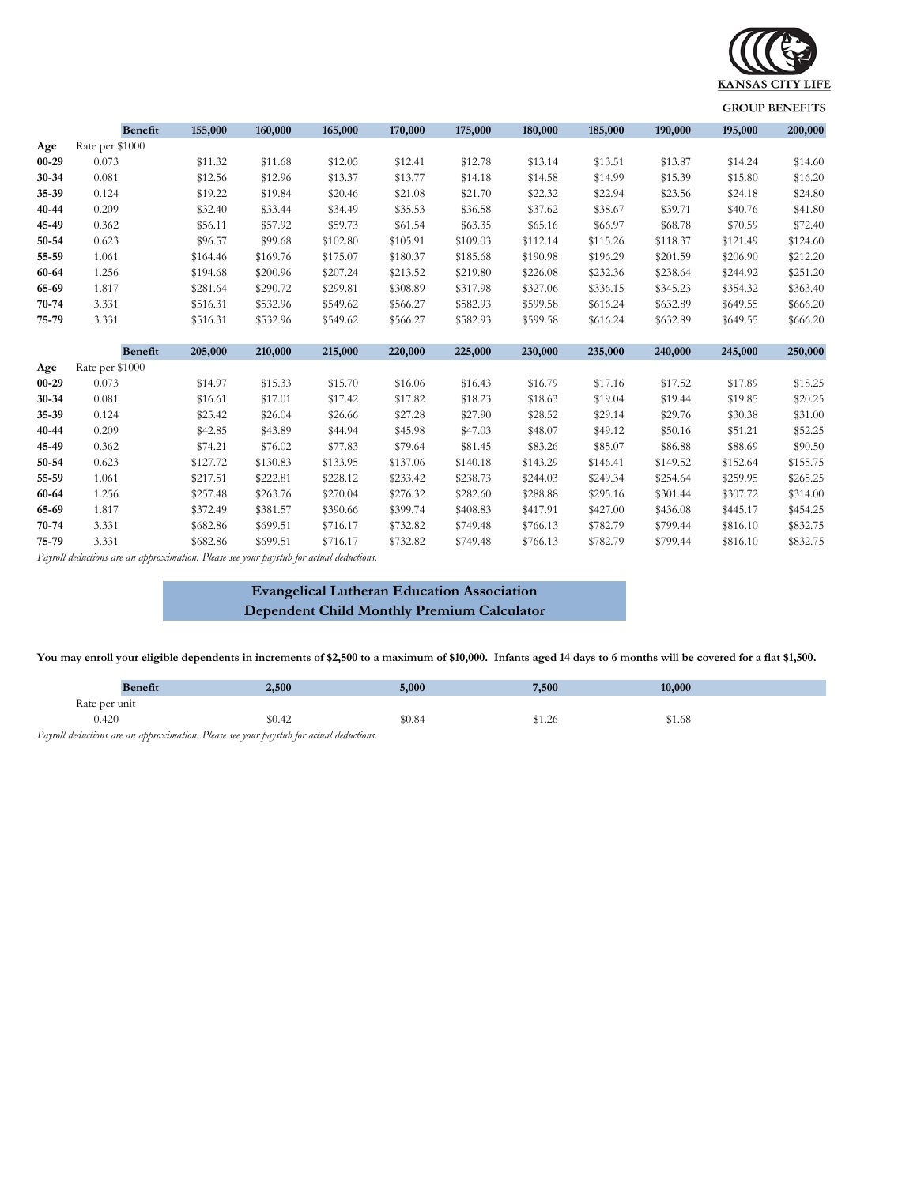KANSAS CITY LIFE

GROUP BENEFITS

| Age | Rate per $1000 | Benefit | 155,000 | 160,000 | 165,000 | 170,000 | 175,000 | 180,000 | 185,000 | 190,000 | 195,000 | 200,000 |
|---|---|---|---|---|---|---|---|---|---|---|---|---|
| 00-29 | 0.073 | | $11.32 | $11.68 | $12.05 | $12.41 | $12.78 | $13.14 | $13.51 | $13.87 | $14.24 | $14.60 |
| 30-34 | 0.081 | | $12.56 | $12.96 | $13.37 | $13.77 | $14.18 | $14.58 | $14.99 | $15.39 | $15.80 | $16.20 |
| 35-39 | 0.124 | | $19.22 | $19.84 | $20.46 | $21.08 | $21.70 | $22.32 | $22.94 | $23.56 | $24.18 | $24.80 |
| 40-44 | 0.209 | | $32.40 | $33.44 | $34.49 | $35.53 | $36.58 | $37.62 | $38.67 | $39.71 | $40.76 | $41.80 |
| 45-49 | 0.362 | | $56.11 | $57.92 | $59.73 | $61.54 | $63.35 | $65.16 | $66.97 | $68.78 | $70.59 | $72.40 |
| 50-54 | 0.623 | | $96.57 | $99.68 | $102.80 | $105.91 | $109.03 | $112.14 | $115.26 | $118.37 | $121.49 | $124.60 |
| 55-59 | 1.061 | | $164.46 | $169.76 | $175.07 | $180.37 | $185.68 | $190.98 | $196.29 | $201.59 | $206.90 | $212.20 |
| 60-64 | 1.256 | | $194.68 | $200.96 | $207.24 | $213.52 | $219.80 | $226.08 | $232.36 | $238.64 | $244.92 | $251.20 |
| 65-69 | 1.817 | | $281.64 | $290.72 | $299.81 | $308.89 | $317.98 | $327.06 | $336.15 | $345.23 | $354.32 | $363.40 |
| 70-74 | 3.331 | | $516.31 | $532.96 | $549.62 | $566.27 | $582.93 | $599.58 | $616.24 | $632.89 | $649.55 | $666.20 |
| 75-79 | 3.331 | | $516.31 | $532.96 | $549.62 | $566.27 | $582.93 | $599.58 | $616.24 | $632.89 | $649.55 | $666.20 |

| Age | Rate per $1000 | Benefit | 205,000 | 210,000 | 215,000 | 220,000 | 225,000 | 230,000 | 235,000 | 240,000 | 245,000 | 250,000 |
|---|---|---|---|---|---|---|---|---|---|---|---|---|
| 00-29 | 0.073 | | $14.97 | $15.33 | $15.70 | $16.06 | $16.43 | $16.79 | $17.16 | $17.52 | $17.89 | $18.25 |
| 30-34 | 0.081 | | $16.61 | $17.01 | $17.42 | $17.82 | $18.23 | $18.63 | $19.04 | $19.44 | $19.85 | $20.25 |
| 35-39 | 0.124 | | $25.42 | $26.04 | $26.66 | $27.28 | $27.90 | $28.52 | $29.14 | $29.76 | $30.38 | $31.00 |
| 40-44 | 0.209 | | $42.85 | $43.89 | $44.94 | $45.98 | $47.03 | $48.07 | $49.12 | $50.16 | $51.21 | $52.25 |
| 45-49 | 0.362 | | $74.21 | $76.02 | $77.83 | $79.64 | $81.45 | $83.26 | $85.07 | $86.88 | $88.69 | $90.50 |
| 50-54 | 0.623 | | $127.72 | $130.83 | $133.95 | $137.06 | $140.18 | $143.29 | $146.41 | $149.52 | $152.64 | $155.75 |
| 55-59 | 1.061 | | $217.51 | $222.81 | $228.12 | $233.42 | $238.73 | $244.03 | $249.34 | $254.64 | $259.95 | $265.25 |
| 60-64 | 1.256 | | $257.48 | $263.76 | $270.04 | $276.32 | $282.60 | $288.88 | $295.16 | $301.44 | $307.72 | $314.00 |
| 65-69 | 1.817 | | $372.49 | $381.57 | $390.66 | $399.74 | $408.83 | $417.91 | $427.00 | $436.08 | $445.17 | $454.25 |
| 70-74 | 3.331 | | $682.86 | $699.51 | $716.17 | $732.82 | $749.48 | $766.13 | $782.79 | $799.44 | $816.10 | $832.75 |
| 75-79 | 3.331 | | $682.86 | $699.51 | $716.17 | $732.82 | $749.48 | $766.13 | $782.79 | $799.44 | $816.10 | $832.75 |

*Payroll deductions are an approximation. Please see your paystub for actual deductions.*

## Evangelical Lutheran Education Association
## Dependent Child Monthly Premium Calculator

**You may enroll your eligible dependents in increments of $2,500 to a maximum of $10,000. Infants aged 14 days to 6 months will be covered for a flat $1,500.**

| Benefit | 2,500 | 5,000 | 7,500 | 10,000 |
|---|---|---|---|---|
| Rate per unit | | | | |
| 0.420 | $0.42 | $0.84 | $1.26 | $1.68 |

*Payroll deductions are an approximation. Please see your paystub for actual deductions.*